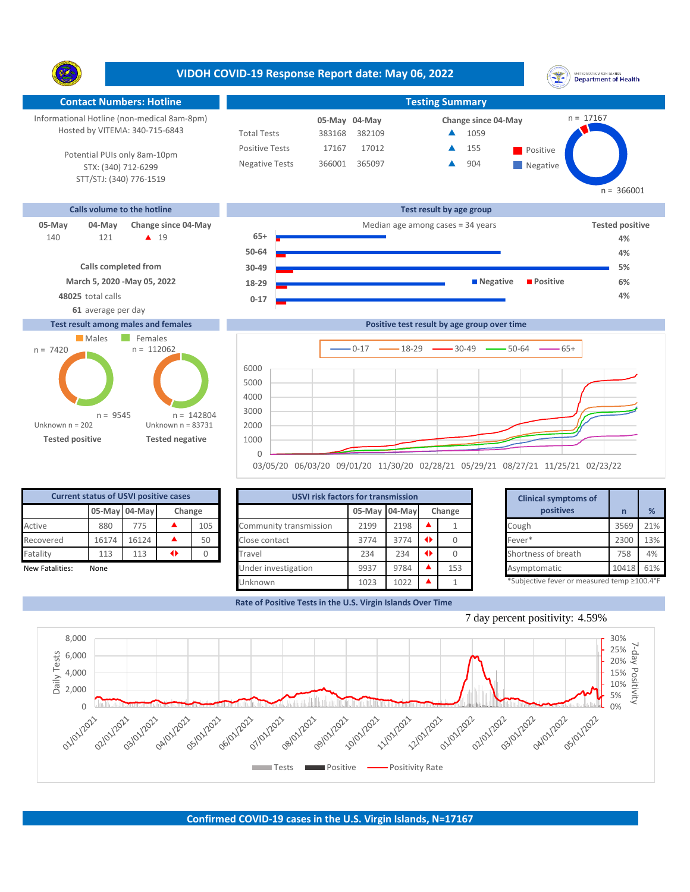# VIDOH COVID-19 Response Report date: May 06, 2022

## Contact Numbers: Hotline

Informational Hotline (non-medical 8am-8pm)
Hosted by VITEMA: 340-715-6843

Potential PUIs only 8am-10pm
STX: (340) 712-6299
STT/STJ: (340) 776-1519

## Testing Summary

| | 05-May | 04-May | Change since 04-May |
|---|---|---|---|
| Total Tests | 383168 | 382109 | ▲ 1059 |
| Positive Tests | 17167 | 17012 | ▲ 155 |
| Negative Tests | 366001 | 365097 | ▲ 904 |

Positive n = 17167; Negative n = 366001

## Calls volume to the hotline

| 05-May | 04-May | Change since 04-May |
|---|---|---|
| 140 | 121 | ▲ 19 |

**Calls completed from**
**March 5, 2020 -May 05, 2022**
**48025** total calls
**61** average per day

## Test result by age group

Median age among cases = 34 years

| Age group | Tested positive |
|---|---|
| 65+ | 4% |
| 50-64 | 4% |
| 30-49 | 5% |
| 18-29 | 6% |
| 0-17 | 4% |

## Test result among males and females

| | Males | Females |
|---|---|---|
| Tested positive | n = 7420 | n = 9545 |
| Tested negative | n = 112062 | n = 142804 |
| | Unknown n = 202 | Unknown n = 83731 |

## Positive test result by age group over time

Series: 0-17, 18-29, 30-49, 50-64, 65+ (dates 03/05/20 – 02/23/22)

## Current status of USVI positive cases

| | 05-May | 04-May | Change | |
|---|---|---|---|---|
| Active | 880 | 775 | ▲ | 105 |
| Recovered | 16174 | 16124 | ▲ | 50 |
| Fatality | 113 | 113 | ◆ | 0 |

New Fatalities: None

## USVI risk factors for transmission

| | 05-May | 04-May | Change | |
|---|---|---|---|---|
| Community transmission | 2199 | 2198 | ▲ | 1 |
| Close contact | 3774 | 3774 | ◆ | 0 |
| Travel | 234 | 234 | ◆ | 0 |
| Under investigation | 9937 | 9784 | ▲ | 153 |
| Unknown | 1023 | 1022 | ▲ | 1 |

## Clinical symptoms of positives

| | n | % |
|---|---|---|
| Cough | 3569 | 21% |
| Fever* | 2300 | 13% |
| Shortness of breath | 758 | 4% |
| Asymptomatic | 10418 | 61% |

*Subjective fever or measured temp ≥100.4°F

## Rate of Positive Tests in the U.S. Virgin Islands Over Time

7 day percent positivity: 4.59%

Legend: Tests, Positive, Positivity Rate

## Confirmed COVID-19 cases in the U.S. Virgin Islands, N=17167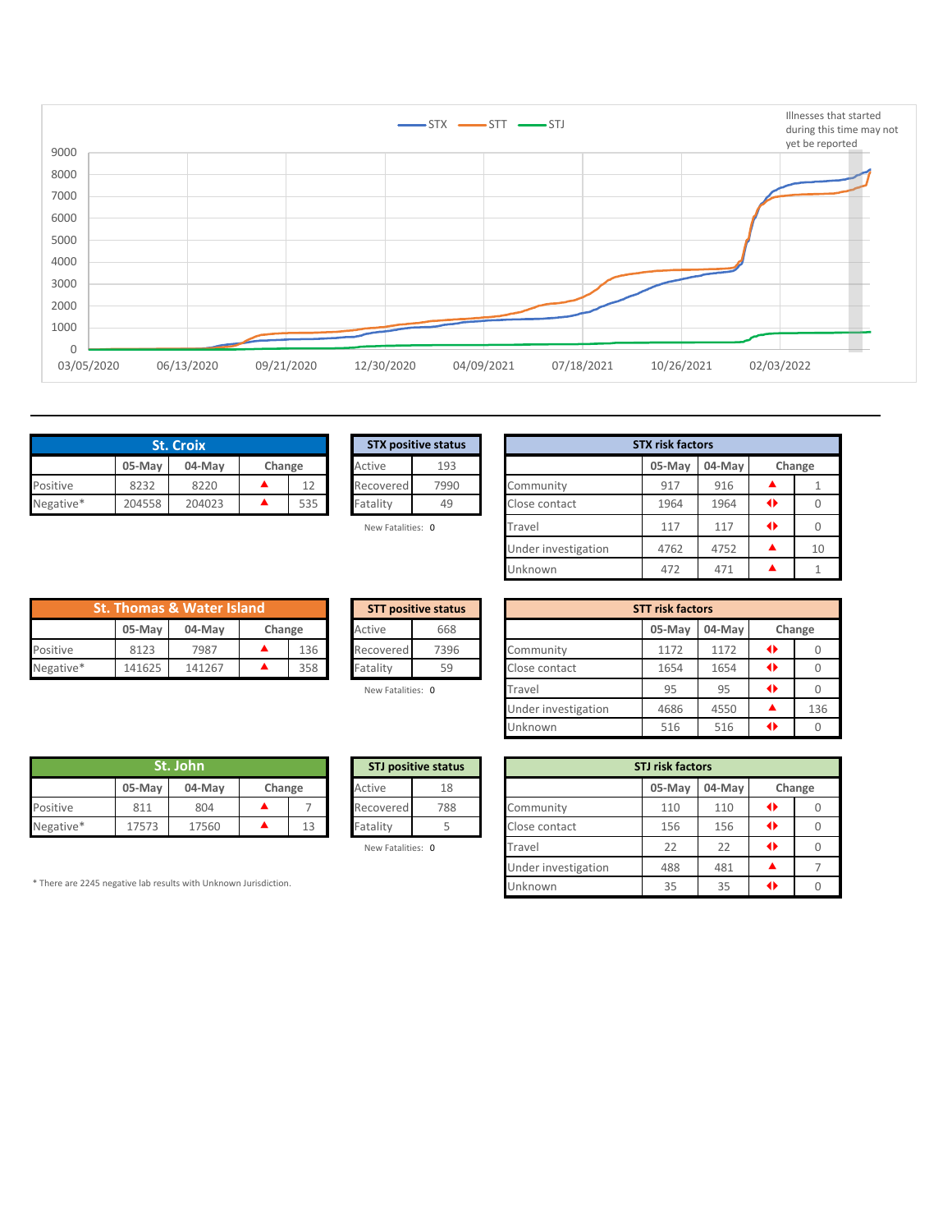STX STT STJ

Illnesses that started during this time may not yet be reported

9000
8000
7000
6000
5000
4000
3000
2000
1000
0

03/05/2020 06/13/2020 09/21/2020 12/30/2020 04/09/2021 07/18/2021 10/26/2021 02/03/2022

| St. Croix | 05-May | 04-May | Change | |
|---|---|---|---|---|
| Positive | 8232 | 8220 | ▲ | 12 |
| Negative* | 204558 | 204023 | ▲ | 535 |

| STX positive status | |
|---|---|
| Active | 193 |
| Recovered | 7990 |
| Fatality | 49 |

New Fatalities: 0

| STX risk factors | 05-May | 04-May | Change | |
|---|---|---|---|---|
| Community | 917 | 916 | ▲ | 1 |
| Close contact | 1964 | 1964 | ◆ | 0 |
| Travel | 117 | 117 | ◆ | 0 |
| Under investigation | 4762 | 4752 | ▲ | 10 |
| Unknown | 472 | 471 | ▲ | 1 |

| St. Thomas & Water Island | 05-May | 04-May | Change | |
|---|---|---|---|---|
| Positive | 8123 | 7987 | ▲ | 136 |
| Negative* | 141625 | 141267 | ▲ | 358 |

| STT positive status | |
|---|---|
| Active | 668 |
| Recovered | 7396 |
| Fatality | 59 |

New Fatalities: 0

| STT risk factors | 05-May | 04-May | Change | |
|---|---|---|---|---|
| Community | 1172 | 1172 | ◆ | 0 |
| Close contact | 1654 | 1654 | ◆ | 0 |
| Travel | 95 | 95 | ◆ | 0 |
| Under investigation | 4686 | 4550 | ▲ | 136 |
| Unknown | 516 | 516 | ◆ | 0 |

| St. John | 05-May | 04-May | Change | |
|---|---|---|---|---|
| Positive | 811 | 804 | ▲ | 7 |
| Negative* | 17573 | 17560 | ▲ | 13 |

| STJ positive status | |
|---|---|
| Active | 18 |
| Recovered | 788 |
| Fatality | 5 |

New Fatalities: 0

| STJ risk factors | 05-May | 04-May | Change | |
|---|---|---|---|---|
| Community | 110 | 110 | ◆ | 0 |
| Close contact | 156 | 156 | ◆ | 0 |
| Travel | 22 | 22 | ◆ | 0 |
| Under investigation | 488 | 481 | ▲ | 7 |
| Unknown | 35 | 35 | ◆ | 0 |

* There are 2245 negative lab results with Unknown Jurisdiction.